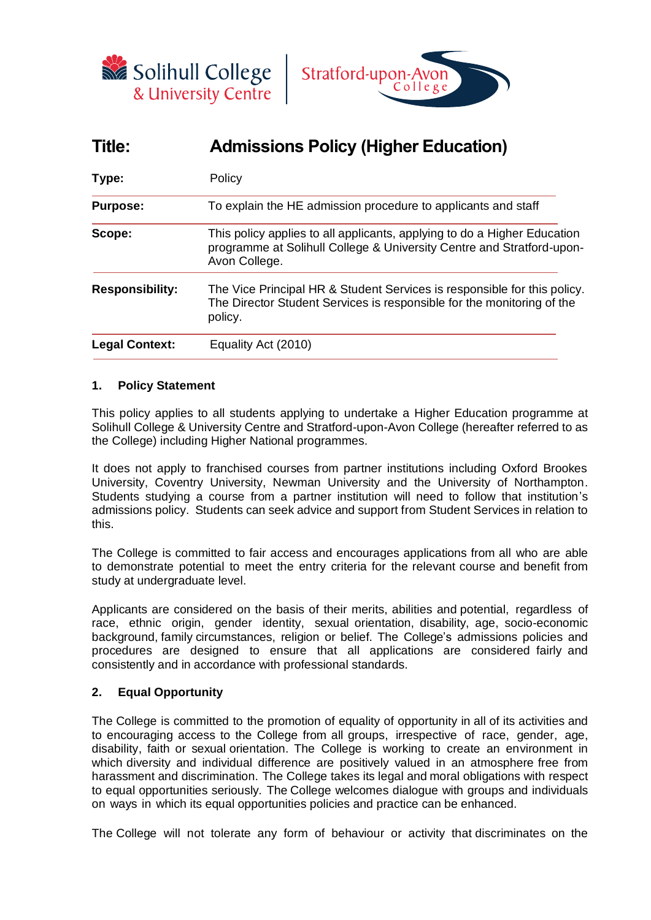Solihull College & University Centre | Stratford-upon-Avon College

| | |
|---|---|
| **Title:** | **Admissions Policy (Higher Education)** |
| **Type:** | Policy |
| **Purpose:** | To explain the HE admission procedure to applicants and staff |
| **Scope:** | This policy applies to all applicants, applying to do a Higher Education programme at Solihull College & University Centre and Stratford-upon-Avon College. |
| **Responsibility:** | The Vice Principal HR & Student Services is responsible for this policy. The Director Student Services is responsible for the monitoring of the policy. |
| **Legal Context:** | Equality Act (2010) |

## 1. Policy Statement

This policy applies to all students applying to undertake a Higher Education programme at Solihull College & University Centre and Stratford-upon-Avon College (hereafter referred to as the College) including Higher National programmes.

It does not apply to franchised courses from partner institutions including Oxford Brookes University, Coventry University, Newman University and the University of Northampton. Students studying a course from a partner institution will need to follow that institution's admissions policy. Students can seek advice and support from Student Services in relation to this.

The College is committed to fair access and encourages applications from all who are able to demonstrate potential to meet the entry criteria for the relevant course and benefit from study at undergraduate level.

Applicants are considered on the basis of their merits, abilities and potential, regardless of race, ethnic origin, gender identity, sexual orientation, disability, age, socio-economic background, family circumstances, religion or belief. The College's admissions policies and procedures are designed to ensure that all applications are considered fairly and consistently and in accordance with professional standards.

## 2. Equal Opportunity

The College is committed to the promotion of equality of opportunity in all of its activities and to encouraging access to the College from all groups, irrespective of race, gender, age, disability, faith or sexual orientation. The College is working to create an environment in which diversity and individual difference are positively valued in an atmosphere free from harassment and discrimination. The College takes its legal and moral obligations with respect to equal opportunities seriously. The College welcomes dialogue with groups and individuals on ways in which its equal opportunities policies and practice can be enhanced.

The College will not tolerate any form of behaviour or activity that discriminates on the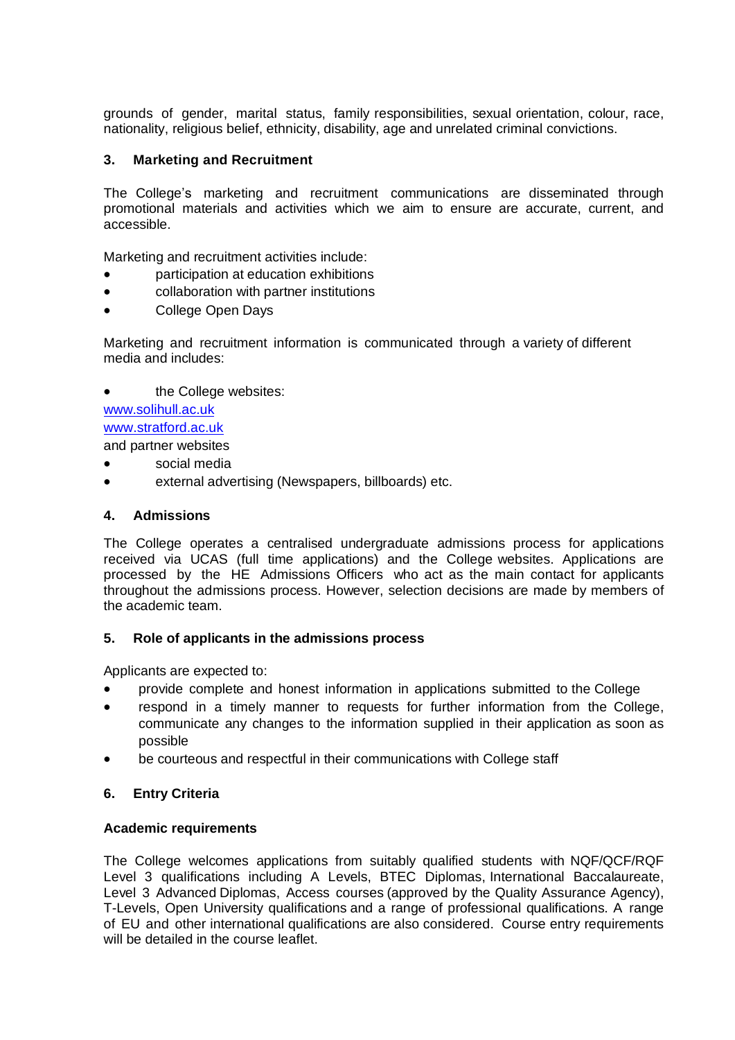grounds of gender, marital status, family responsibilities, sexual orientation, colour, race, nationality, religious belief, ethnicity, disability, age and unrelated criminal convictions.

## 3. Marketing and Recruitment

The College's marketing and recruitment communications are disseminated through promotional materials and activities which we aim to ensure are accurate, current, and accessible.

Marketing and recruitment activities include:

- participation at education exhibitions
- collaboration with partner institutions
- College Open Days

Marketing and recruitment information is communicated through a variety of different media and includes:

- the College websites:

[www.solihull.ac.uk](http://www.solihull.ac.uk)
[www.stratford.ac.uk](http://www.stratford.ac.uk)
and partner websites

- social media
- external advertising (Newspapers, billboards) etc.

## 4. Admissions

The College operates a centralised undergraduate admissions process for applications received via UCAS (full time applications) and the College websites. Applications are processed by the HE Admissions Officers who act as the main contact for applicants throughout the admissions process. However, selection decisions are made by members of the academic team.

## 5. Role of applicants in the admissions process

Applicants are expected to:

- provide complete and honest information in applications submitted to the College
- respond in a timely manner to requests for further information from the College, communicate any changes to the information supplied in their application as soon as possible
- be courteous and respectful in their communications with College staff

## 6. Entry Criteria

### Academic requirements

The College welcomes applications from suitably qualified students with NQF/QCF/RQF Level 3 qualifications including A Levels, BTEC Diplomas, International Baccalaureate, Level 3 Advanced Diplomas, Access courses (approved by the Quality Assurance Agency), T-Levels, Open University qualifications and a range of professional qualifications. A range of EU and other international qualifications are also considered. Course entry requirements will be detailed in the course leaflet.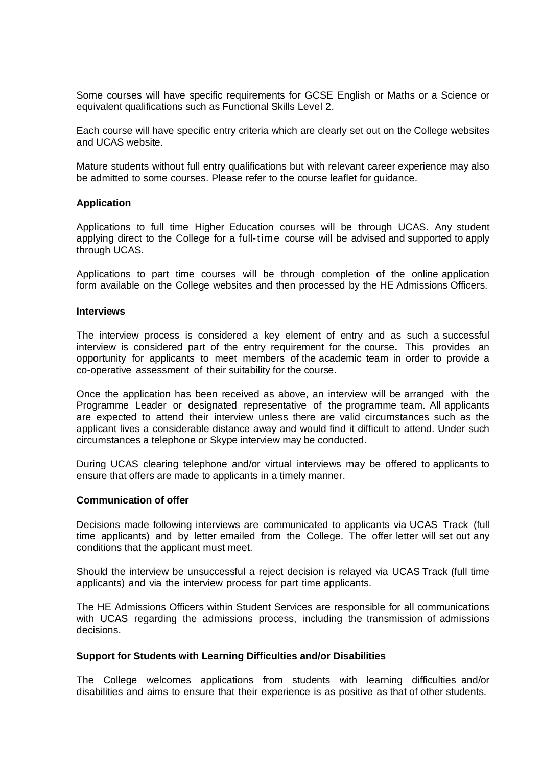Some courses will have specific requirements for GCSE English or Maths or a Science or equivalent qualifications such as Functional Skills Level 2.

Each course will have specific entry criteria which are clearly set out on the College websites and UCAS website.

Mature students without full entry qualifications but with relevant career experience may also be admitted to some courses. Please refer to the course leaflet for guidance.

**Application**

Applications to full time Higher Education courses will be through UCAS. Any student applying direct to the College for a full-time course will be advised and supported to apply through UCAS.

Applications to part time courses will be through completion of the online application form available on the College websites and then processed by the HE Admissions Officers.

**Interviews**

The interview process is considered a key element of entry and as such a successful interview is considered part of the entry requirement for the course**.** This provides an opportunity for applicants to meet members of the academic team in order to provide a co-operative assessment of their suitability for the course.

Once the application has been received as above, an interview will be arranged with the Programme Leader or designated representative of the programme team. All applicants are expected to attend their interview unless there are valid circumstances such as the applicant lives a considerable distance away and would find it difficult to attend. Under such circumstances a telephone or Skype interview may be conducted.

During UCAS clearing telephone and/or virtual interviews may be offered to applicants to ensure that offers are made to applicants in a timely manner.

**Communication of offer**

Decisions made following interviews are communicated to applicants via UCAS Track (full time applicants) and by letter emailed from the College. The offer letter will set out any conditions that the applicant must meet.

Should the interview be unsuccessful a reject decision is relayed via UCAS Track (full time applicants) and via the interview process for part time applicants.

The HE Admissions Officers within Student Services are responsible for all communications with UCAS regarding the admissions process, including the transmission of admissions decisions.

**Support for Students with Learning Difficulties and/or Disabilities**

The College welcomes applications from students with learning difficulties and/or disabilities and aims to ensure that their experience is as positive as that of other students.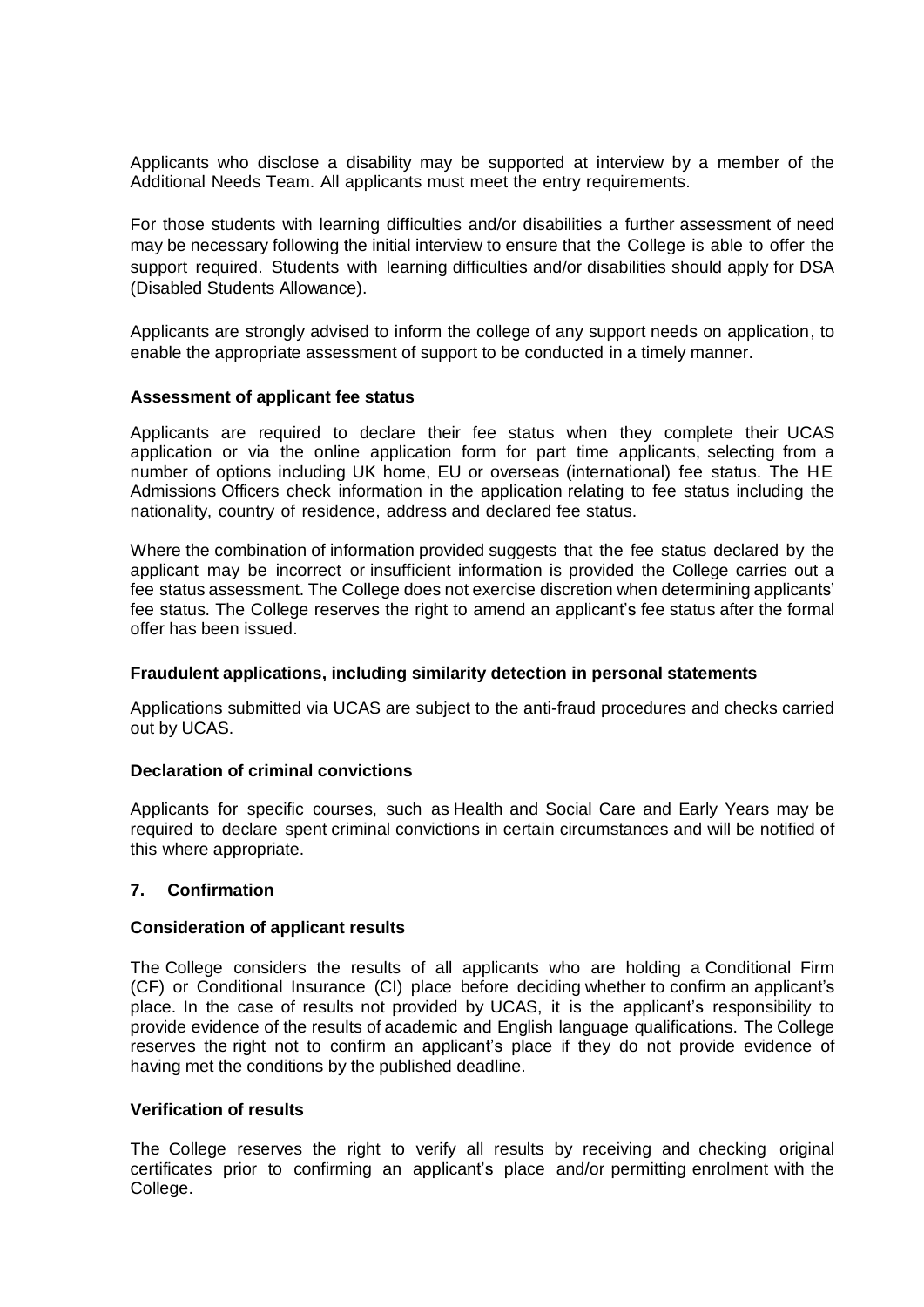Applicants who disclose a disability may be supported at interview by a member of the Additional Needs Team. All applicants must meet the entry requirements.

For those students with learning difficulties and/or disabilities a further assessment of need may be necessary following the initial interview to ensure that the College is able to offer the support required. Students with learning difficulties and/or disabilities should apply for DSA (Disabled Students Allowance).

Applicants are strongly advised to inform the college of any support needs on application, to enable the appropriate assessment of support to be conducted in a timely manner.

**Assessment of applicant fee status**

Applicants are required to declare their fee status when they complete their UCAS application or via the online application form for part time applicants, selecting from a number of options including UK home, EU or overseas (international) fee status. The HE Admissions Officers check information in the application relating to fee status including the nationality, country of residence, address and declared fee status.

Where the combination of information provided suggests that the fee status declared by the applicant may be incorrect or insufficient information is provided the College carries out a fee status assessment. The College does not exercise discretion when determining applicants' fee status. The College reserves the right to amend an applicant's fee status after the formal offer has been issued.

**Fraudulent applications, including similarity detection in personal statements**

Applications submitted via UCAS are subject to the anti-fraud procedures and checks carried out by UCAS.

**Declaration of criminal convictions**

Applicants for specific courses, such as Health and Social Care and Early Years may be required to declare spent criminal convictions in certain circumstances and will be notified of this where appropriate.

## 7. Confirmation

**Consideration of applicant results**

The College considers the results of all applicants who are holding a Conditional Firm (CF) or Conditional Insurance (CI) place before deciding whether to confirm an applicant's place. In the case of results not provided by UCAS, it is the applicant's responsibility to provide evidence of the results of academic and English language qualifications. The College reserves the right not to confirm an applicant's place if they do not provide evidence of having met the conditions by the published deadline.

**Verification of results**

The College reserves the right to verify all results by receiving and checking original certificates prior to confirming an applicant's place and/or permitting enrolment with the College.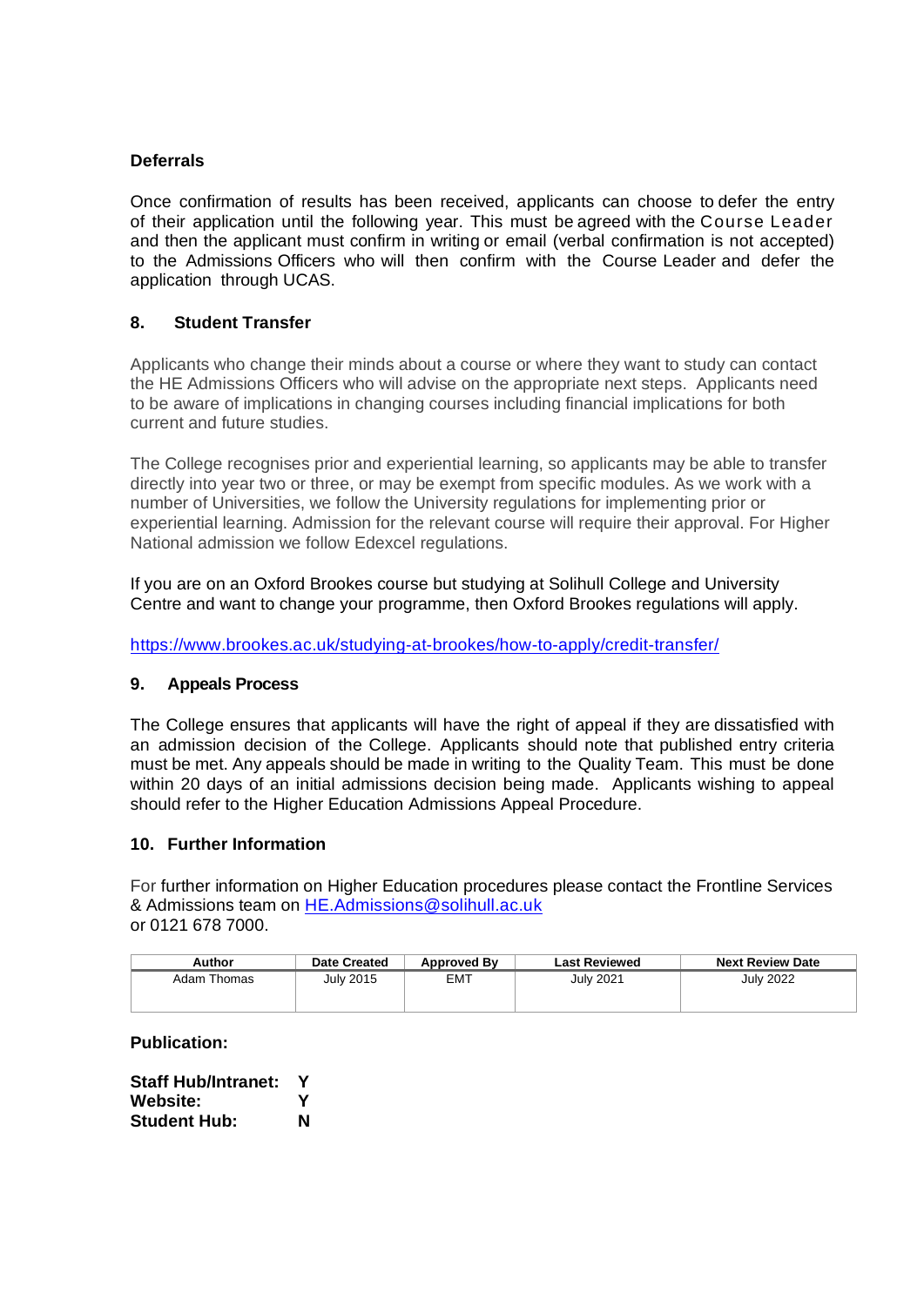**Deferrals**

Once confirmation of results has been received, applicants can choose to defer the entry of their application until the following year. This must be agreed with the Course Leader and then the applicant must confirm in writing or email (verbal confirmation is not accepted) to the Admissions Officers who will then confirm with the Course Leader and defer the application through UCAS.

## 8. Student Transfer

Applicants who change their minds about a course or where they want to study can contact the HE Admissions Officers who will advise on the appropriate next steps. Applicants need to be aware of implications in changing courses including financial implications for both current and future studies.

The College recognises prior and experiential learning, so applicants may be able to transfer directly into year two or three, or may be exempt from specific modules. As we work with a number of Universities, we follow the University regulations for implementing prior or experiential learning. Admission for the relevant course will require their approval. For Higher National admission we follow Edexcel regulations.

If you are on an Oxford Brookes course but studying at Solihull College and University Centre and want to change your programme, then Oxford Brookes regulations will apply.

https://www.brookes.ac.uk/studying-at-brookes/how-to-apply/credit-transfer/

## 9. Appeals Process

The College ensures that applicants will have the right of appeal if they are dissatisfied with an admission decision of the College. Applicants should note that published entry criteria must be met. Any appeals should be made in writing to the Quality Team. This must be done within 20 days of an initial admissions decision being made. Applicants wishing to appeal should refer to the Higher Education Admissions Appeal Procedure.

## 10. Further Information

For further information on Higher Education procedures please contact the Frontline Services & Admissions team on HE.Admissions@solihull.ac.uk
or 0121 678 7000.

| Author | Date Created | Approved By | Last Reviewed | Next Review Date |
|---|---|---|---|---|
| Adam Thomas | July 2015 | EMT | July 2021 | July 2022 |

**Publication:**

**Staff Hub/Intranet: Y**
**Website: Y**
**Student Hub: N**